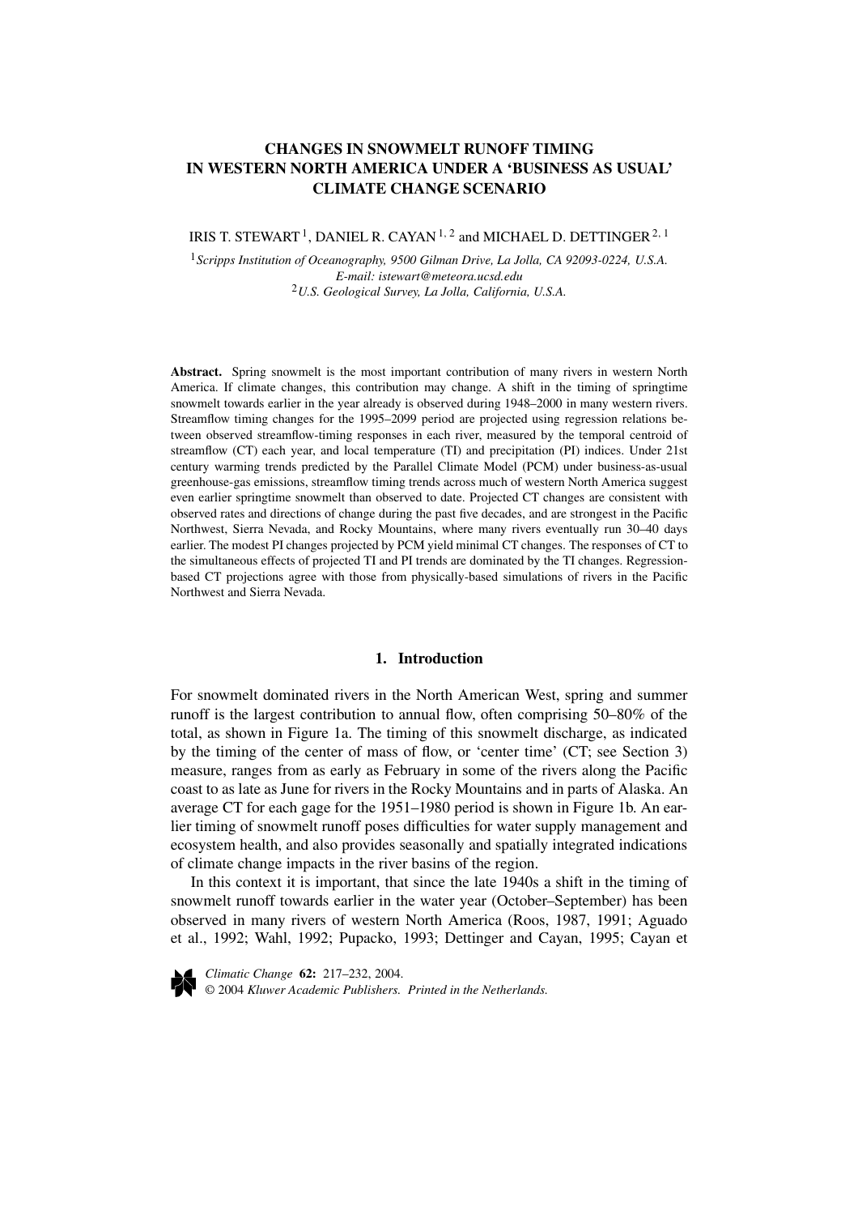# CHANGES IN SNOWMELT RUNOFF TIMING IN WESTERN NORTH AMERICA UNDER A 'BUSINESS AS USUAL' CLIMATE CHANGE SCENARIO

IRIS T. STEWART[1], DANIEL R. CAYAN[1,2] and MICHAEL D. DETTINGER[2,1]

[1]*Scripps Institution of Oceanography, 9500 Gilman Drive, La Jolla, CA 92093-0224, U.S.A.*
*E-mail: istewart@meteora.ucsd.edu*
[2]*U.S. Geological Survey, La Jolla, California, U.S.A.*

**Abstract.** Spring snowmelt is the most important contribution of many rivers in western North America. If climate changes, this contribution may change. A shift in the timing of springtime snowmelt towards earlier in the year already is observed during 1948–2000 in many western rivers. Streamflow timing changes for the 1995–2099 period are projected using regression relations between observed streamflow-timing responses in each river, measured by the temporal centroid of streamflow (CT) each year, and local temperature (TI) and precipitation (PI) indices. Under 21st century warming trends predicted by the Parallel Climate Model (PCM) under business-as-usual greenhouse-gas emissions, streamflow timing trends across much of western North America suggest even earlier springtime snowmelt than observed to date. Projected CT changes are consistent with observed rates and directions of change during the past five decades, and are strongest in the Pacific Northwest, Sierra Nevada, and Rocky Mountains, where many rivers eventually run 30–40 days earlier. The modest PI changes projected by PCM yield minimal CT changes. The responses of CT to the simultaneous effects of projected TI and PI trends are dominated by the TI changes. Regression-based CT projections agree with those from physically-based simulations of rivers in the Pacific Northwest and Sierra Nevada.

## 1. Introduction

For snowmelt dominated rivers in the North American West, spring and summer runoff is the largest contribution to annual flow, often comprising 50–80% of the total, as shown in Figure 1a. The timing of this snowmelt discharge, as indicated by the timing of the center of mass of flow, or 'center time' (CT; see Section 3) measure, ranges from as early as February in some of the rivers along the Pacific coast to as late as June for rivers in the Rocky Mountains and in parts of Alaska. An average CT for each gage for the 1951–1980 period is shown in Figure 1b. An earlier timing of snowmelt runoff poses difficulties for water supply management and ecosystem health, and also provides seasonally and spatially integrated indications of climate change impacts in the river basins of the region.

In this context it is important, that since the late 1940s a shift in the timing of snowmelt runoff towards earlier in the water year (October–September) has been observed in many rivers of western North America (Roos, 1987, 1991; Aguado et al., 1992; Wahl, 1992; Pupacko, 1993; Dettinger and Cayan, 1995; Cayan et

*Climatic Change* **62:** 217–232, 2004.
© 2004 *Kluwer Academic Publishers. Printed in the Netherlands.*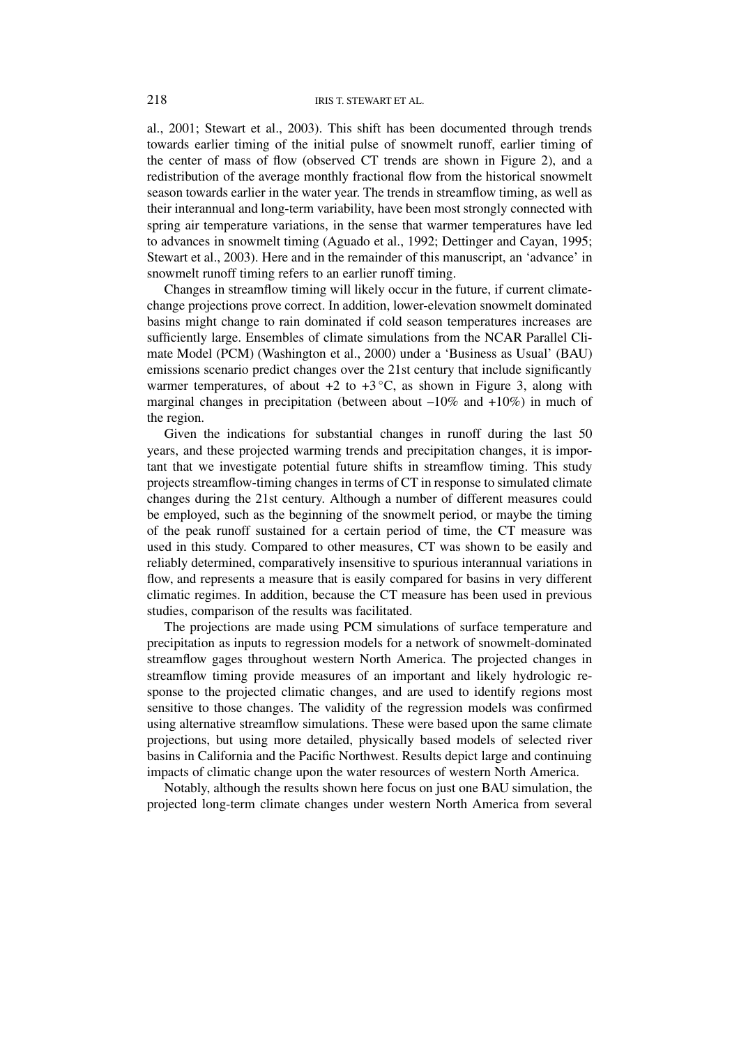al., 2001; Stewart et al., 2003). This shift has been documented through trends towards earlier timing of the initial pulse of snowmelt runoff, earlier timing of the center of mass of flow (observed CT trends are shown in Figure 2), and a redistribution of the average monthly fractional flow from the historical snowmelt season towards earlier in the water year. The trends in streamflow timing, as well as their interannual and long-term variability, have been most strongly connected with spring air temperature variations, in the sense that warmer temperatures have led to advances in snowmelt timing (Aguado et al., 1992; Dettinger and Cayan, 1995; Stewart et al., 2003). Here and in the remainder of this manuscript, an 'advance' in snowmelt runoff timing refers to an earlier runoff timing.

Changes in streamflow timing will likely occur in the future, if current climate-change projections prove correct. In addition, lower-elevation snowmelt dominated basins might change to rain dominated if cold season temperatures increases are sufficiently large. Ensembles of climate simulations from the NCAR Parallel Climate Model (PCM) (Washington et al., 2000) under a 'Business as Usual' (BAU) emissions scenario predict changes over the 21st century that include significantly warmer temperatures, of about +2 to +3 °C, as shown in Figure 3, along with marginal changes in precipitation (between about –10% and +10%) in much of the region.

Given the indications for substantial changes in runoff during the last 50 years, and these projected warming trends and precipitation changes, it is important that we investigate potential future shifts in streamflow timing. This study projects streamflow-timing changes in terms of CT in response to simulated climate changes during the 21st century. Although a number of different measures could be employed, such as the beginning of the snowmelt period, or maybe the timing of the peak runoff sustained for a certain period of time, the CT measure was used in this study. Compared to other measures, CT was shown to be easily and reliably determined, comparatively insensitive to spurious interannual variations in flow, and represents a measure that is easily compared for basins in very different climatic regimes. In addition, because the CT measure has been used in previous studies, comparison of the results was facilitated.

The projections are made using PCM simulations of surface temperature and precipitation as inputs to regression models for a network of snowmelt-dominated streamflow gages throughout western North America. The projected changes in streamflow timing provide measures of an important and likely hydrologic response to the projected climatic changes, and are used to identify regions most sensitive to those changes. The validity of the regression models was confirmed using alternative streamflow simulations. These were based upon the same climate projections, but using more detailed, physically based models of selected river basins in California and the Pacific Northwest. Results depict large and continuing impacts of climatic change upon the water resources of western North America.

Notably, although the results shown here focus on just one BAU simulation, the projected long-term climate changes under western North America from several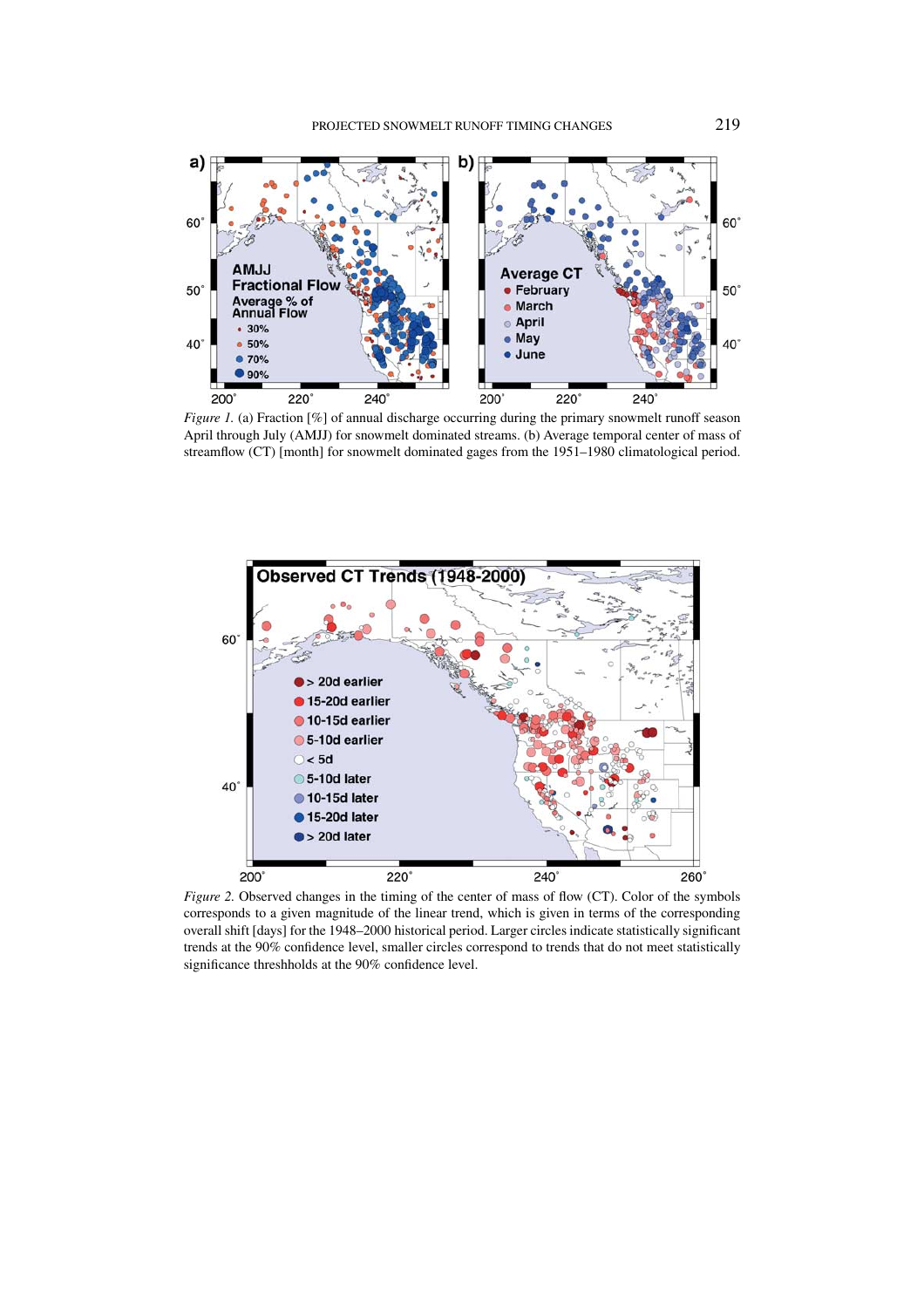*Figure 1.* (a) Fraction [%] of annual discharge occurring during the primary snowmelt runoff season April through July (AMJJ) for snowmelt dominated streams. (b) Average temporal center of mass of streamflow (CT) [month] for snowmelt dominated gages from the 1951–1980 climatological period.

*Figure 2.* Observed changes in the timing of the center of mass of flow (CT). Color of the symbols corresponds to a given magnitude of the linear trend, which is given in terms of the corresponding overall shift [days] for the 1948–2000 historical period. Larger circles indicate statistically significant trends at the 90% confidence level, smaller circles correspond to trends that do not meet statistically significance threshholds at the 90% confidence level.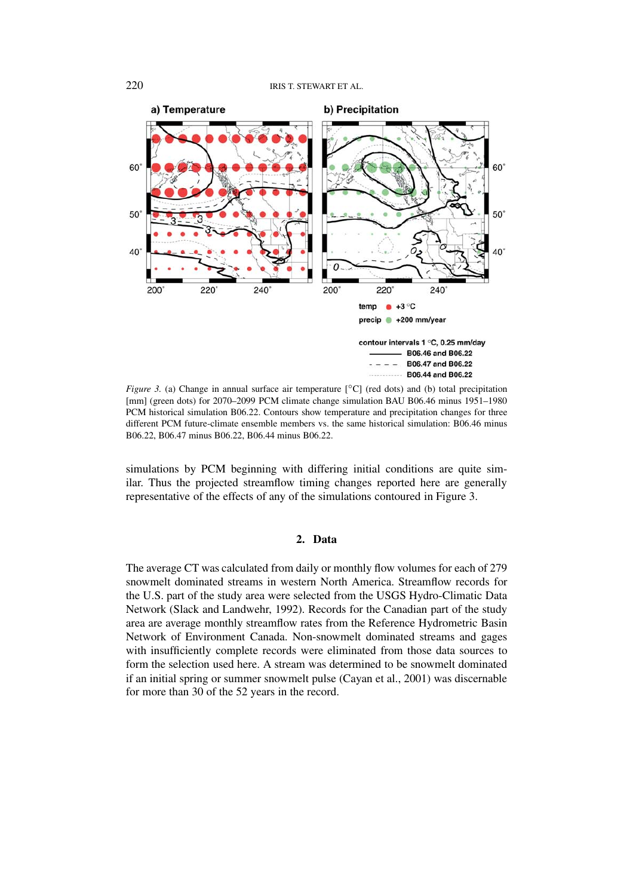*Figure 3.* (a) Change in annual surface air temperature [°C] (red dots) and (b) total precipitation [mm] (green dots) for 2070–2099 PCM climate change simulation BAU B06.46 minus 1951–1980 PCM historical simulation B06.22. Contours show temperature and precipitation changes for three different PCM future-climate ensemble members vs. the same historical simulation: B06.46 minus B06.22, B06.47 minus B06.22, B06.44 minus B06.22.

simulations by PCM beginning with differing initial conditions are quite similar. Thus the projected streamflow timing changes reported here are generally representative of the effects of any of the simulations contoured in Figure 3.

## 2. Data

The average CT was calculated from daily or monthly flow volumes for each of 279 snowmelt dominated streams in western North America. Streamflow records for the U.S. part of the study area were selected from the USGS Hydro-Climatic Data Network (Slack and Landwehr, 1992). Records for the Canadian part of the study area are average monthly streamflow rates from the Reference Hydrometric Basin Network of Environment Canada. Non-snowmelt dominated streams and gages with insufficiently complete records were eliminated from those data sources to form the selection used here. A stream was determined to be snowmelt dominated if an initial spring or summer snowmelt pulse (Cayan et al., 2001) was discernable for more than 30 of the 52 years in the record.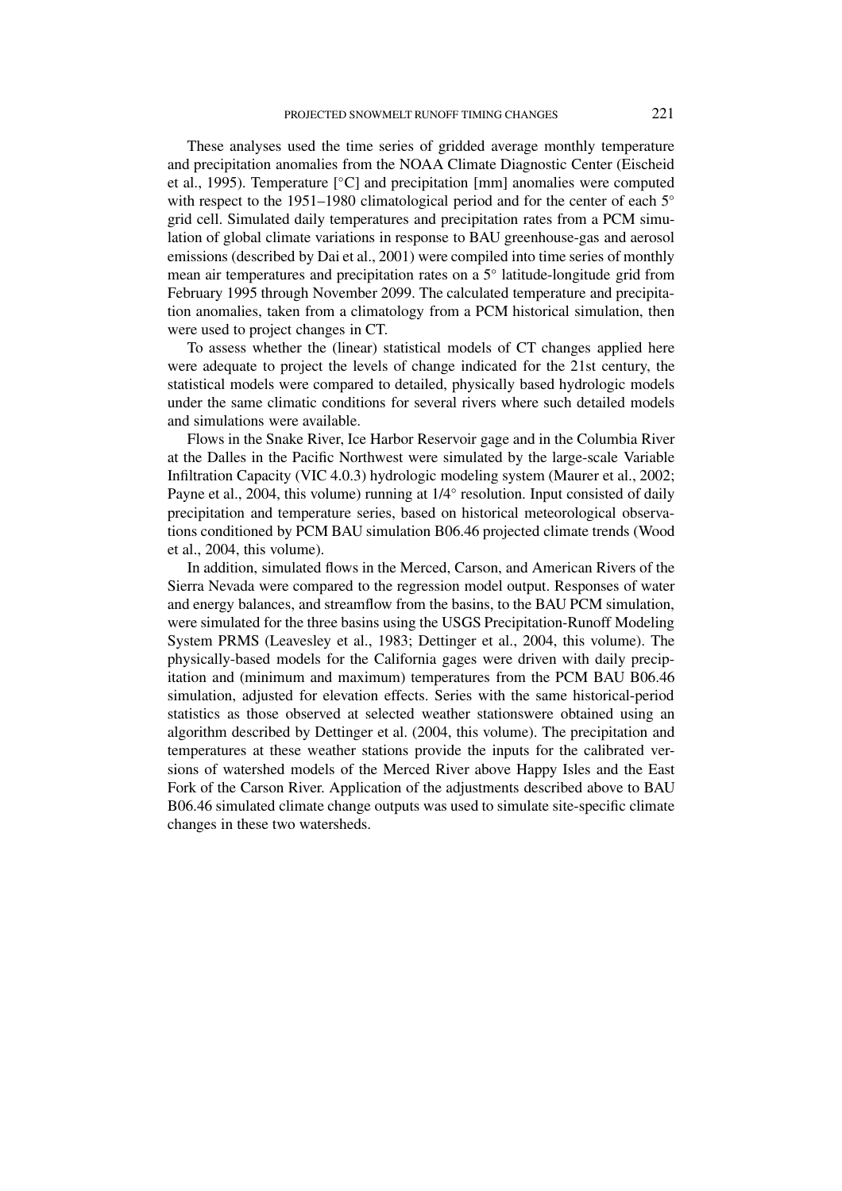These analyses used the time series of gridded average monthly temperature and precipitation anomalies from the NOAA Climate Diagnostic Center (Eischeid et al., 1995). Temperature [°C] and precipitation [mm] anomalies were computed with respect to the 1951–1980 climatological period and for the center of each 5° grid cell. Simulated daily temperatures and precipitation rates from a PCM simulation of global climate variations in response to BAU greenhouse-gas and aerosol emissions (described by Dai et al., 2001) were compiled into time series of monthly mean air temperatures and precipitation rates on a 5° latitude-longitude grid from February 1995 through November 2099. The calculated temperature and precipitation anomalies, taken from a climatology from a PCM historical simulation, then were used to project changes in CT.

To assess whether the (linear) statistical models of CT changes applied here were adequate to project the levels of change indicated for the 21st century, the statistical models were compared to detailed, physically based hydrologic models under the same climatic conditions for several rivers where such detailed models and simulations were available.

Flows in the Snake River, Ice Harbor Reservoir gage and in the Columbia River at the Dalles in the Pacific Northwest were simulated by the large-scale Variable Infiltration Capacity (VIC 4.0.3) hydrologic modeling system (Maurer et al., 2002; Payne et al., 2004, this volume) running at 1/4° resolution. Input consisted of daily precipitation and temperature series, based on historical meteorological observations conditioned by PCM BAU simulation B06.46 projected climate trends (Wood et al., 2004, this volume).

In addition, simulated flows in the Merced, Carson, and American Rivers of the Sierra Nevada were compared to the regression model output. Responses of water and energy balances, and streamflow from the basins, to the BAU PCM simulation, were simulated for the three basins using the USGS Precipitation-Runoff Modeling System PRMS (Leavesley et al., 1983; Dettinger et al., 2004, this volume). The physically-based models for the California gages were driven with daily precipitation and (minimum and maximum) temperatures from the PCM BAU B06.46 simulation, adjusted for elevation effects. Series with the same historical-period statistics as those observed at selected weather stationswere obtained using an algorithm described by Dettinger et al. (2004, this volume). The precipitation and temperatures at these weather stations provide the inputs for the calibrated versions of watershed models of the Merced River above Happy Isles and the East Fork of the Carson River. Application of the adjustments described above to BAU B06.46 simulated climate change outputs was used to simulate site-specific climate changes in these two watersheds.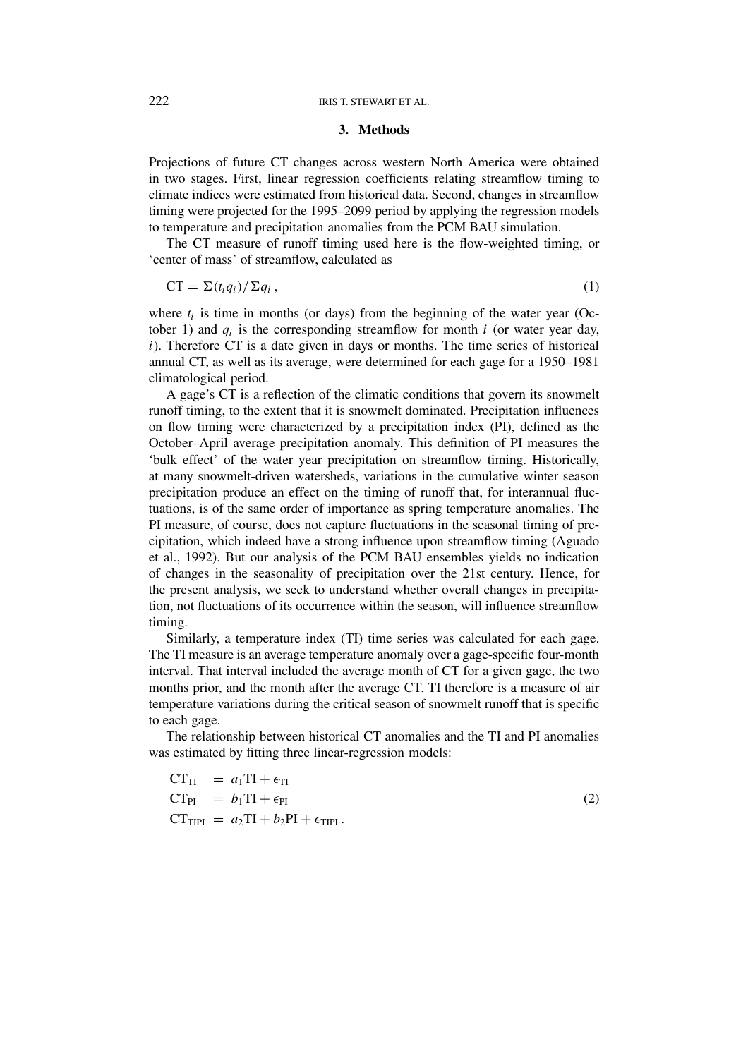## 3. Methods

Projections of future CT changes across western North America were obtained in two stages. First, linear regression coefficients relating streamflow timing to climate indices were estimated from historical data. Second, changes in streamflow timing were projected for the 1995–2099 period by applying the regression models to temperature and precipitation anomalies from the PCM BAU simulation.

The CT measure of runoff timing used here is the flow-weighted timing, or 'center of mass' of streamflow, calculated as

$$\mathrm{CT} = \Sigma(t_i q_i)/\Sigma q_i\,, \tag{1}$$

where $t_i$ is time in months (or days) from the beginning of the water year (October 1) and $q_i$ is the corresponding streamflow for month $i$ (or water year day, $i$). Therefore CT is a date given in days or months. The time series of historical annual CT, as well as its average, were determined for each gage for a 1950–1981 climatological period.

A gage's CT is a reflection of the climatic conditions that govern its snowmelt runoff timing, to the extent that it is snowmelt dominated. Precipitation influences on flow timing were characterized by a precipitation index (PI), defined as the October–April average precipitation anomaly. This definition of PI measures the 'bulk effect' of the water year precipitation on streamflow timing. Historically, at many snowmelt-driven watersheds, variations in the cumulative winter season precipitation produce an effect on the timing of runoff that, for interannual fluctuations, is of the same order of importance as spring temperature anomalies. The PI measure, of course, does not capture fluctuations in the seasonal timing of precipitation, which indeed have a strong influence upon streamflow timing (Aguado et al., 1992). But our analysis of the PCM BAU ensembles yields no indication of changes in the seasonality of precipitation over the 21st century. Hence, for the present analysis, we seek to understand whether overall changes in precipitation, not fluctuations of its occurrence within the season, will influence streamflow timing.

Similarly, a temperature index (TI) time series was calculated for each gage. The TI measure is an average temperature anomaly over a gage-specific four-month interval. That interval included the average month of CT for a given gage, the two months prior, and the month after the average CT. TI therefore is a measure of air temperature variations during the critical season of snowmelt runoff that is specific to each gage.

The relationship between historical CT anomalies and the TI and PI anomalies was estimated by fitting three linear-regression models:

$$\begin{aligned}
\mathrm{CT}_{\mathrm{TI}} &= a_1\mathrm{TI} + \epsilon_{\mathrm{TI}} \\
\mathrm{CT}_{\mathrm{PI}} &= b_1\mathrm{TI} + \epsilon_{\mathrm{PI}} \\
\mathrm{CT}_{\mathrm{TIPI}} &= a_2\mathrm{TI} + b_2\mathrm{PI} + \epsilon_{\mathrm{TIPI}}\,.
\end{aligned} \tag{2}$$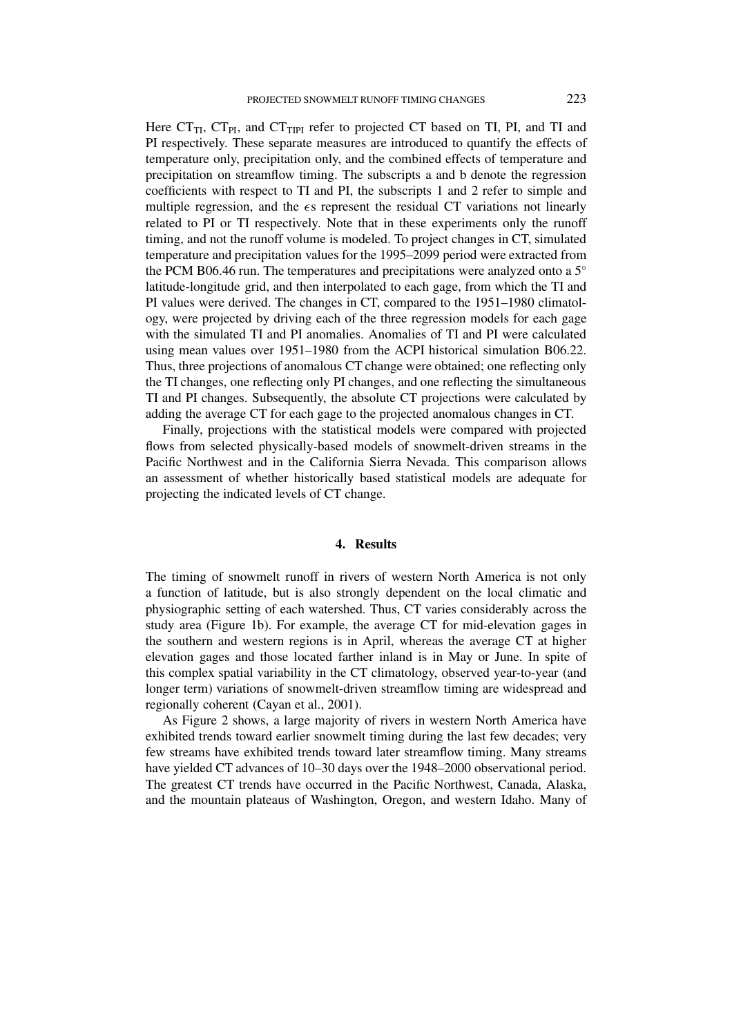Here $CT_{TI}$, $CT_{PI}$, and $CT_{TIPI}$ refer to projected CT based on TI, PI, and TI and PI respectively. These separate measures are introduced to quantify the effects of temperature only, precipitation only, and the combined effects of temperature and precipitation on streamflow timing. The subscripts a and b denote the regression coefficients with respect to TI and PI, the subscripts 1 and 2 refer to simple and multiple regression, and the $\epsilon$s represent the residual CT variations not linearly related to PI or TI respectively. Note that in these experiments only the runoff timing, and not the runoff volume is modeled. To project changes in CT, simulated temperature and precipitation values for the 1995–2099 period were extracted from the PCM B06.46 run. The temperatures and precipitations were analyzed onto a 5° latitude-longitude grid, and then interpolated to each gage, from which the TI and PI values were derived. The changes in CT, compared to the 1951–1980 climatology, were projected by driving each of the three regression models for each gage with the simulated TI and PI anomalies. Anomalies of TI and PI were calculated using mean values over 1951–1980 from the ACPI historical simulation B06.22. Thus, three projections of anomalous CT change were obtained; one reflecting only the TI changes, one reflecting only PI changes, and one reflecting the simultaneous TI and PI changes. Subsequently, the absolute CT projections were calculated by adding the average CT for each gage to the projected anomalous changes in CT.

Finally, projections with the statistical models were compared with projected flows from selected physically-based models of snowmelt-driven streams in the Pacific Northwest and in the California Sierra Nevada. This comparison allows an assessment of whether historically based statistical models are adequate for projecting the indicated levels of CT change.

## 4. Results

The timing of snowmelt runoff in rivers of western North America is not only a function of latitude, but is also strongly dependent on the local climatic and physiographic setting of each watershed. Thus, CT varies considerably across the study area (Figure 1b). For example, the average CT for mid-elevation gages in the southern and western regions is in April, whereas the average CT at higher elevation gages and those located farther inland is in May or June. In spite of this complex spatial variability in the CT climatology, observed year-to-year (and longer term) variations of snowmelt-driven streamflow timing are widespread and regionally coherent (Cayan et al., 2001).

As Figure 2 shows, a large majority of rivers in western North America have exhibited trends toward earlier snowmelt timing during the last few decades; very few streams have exhibited trends toward later streamflow timing. Many streams have yielded CT advances of 10–30 days over the 1948–2000 observational period. The greatest CT trends have occurred in the Pacific Northwest, Canada, Alaska, and the mountain plateaus of Washington, Oregon, and western Idaho. Many of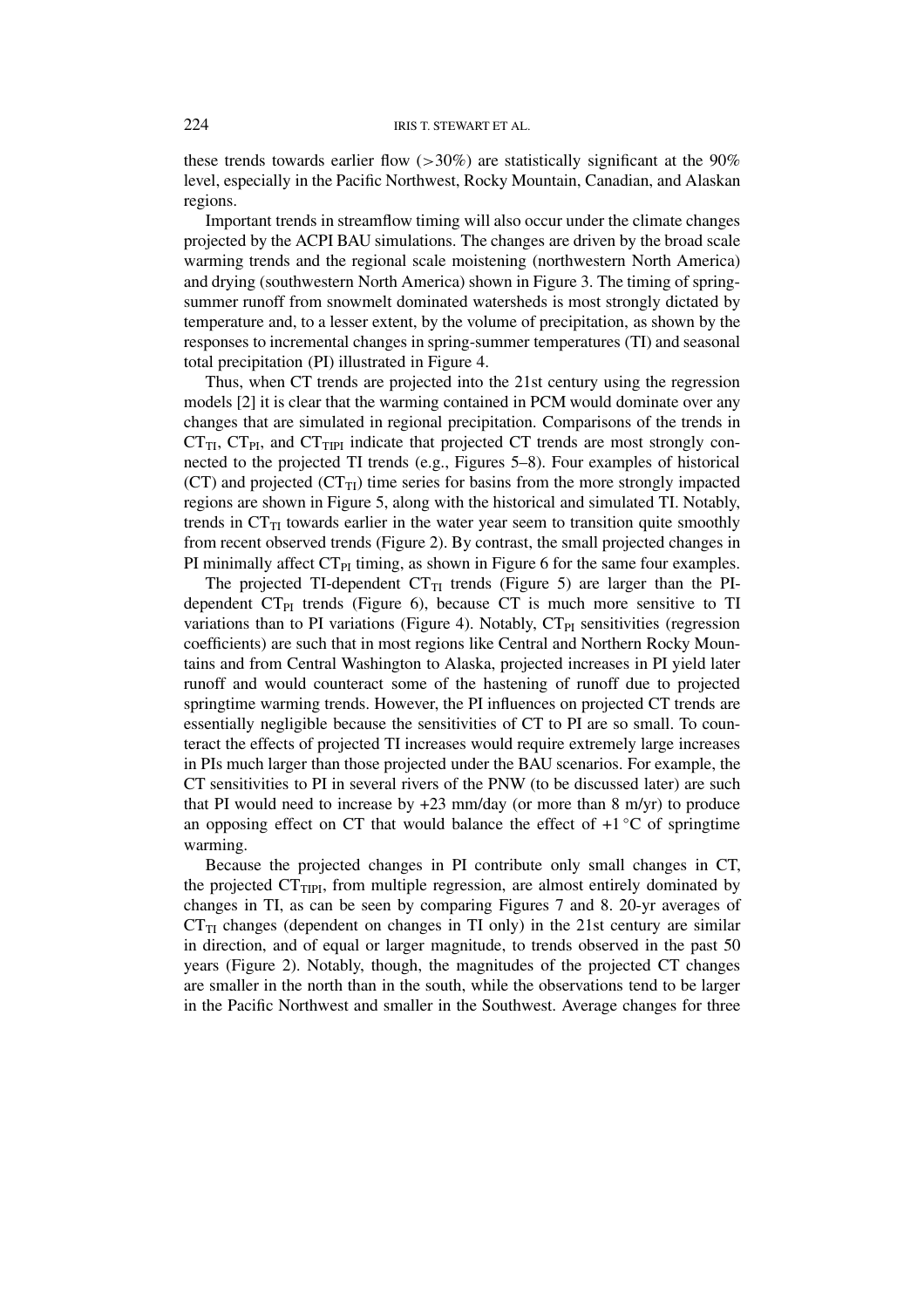these trends towards earlier flow (>30%) are statistically significant at the 90% level, especially in the Pacific Northwest, Rocky Mountain, Canadian, and Alaskan regions.

Important trends in streamflow timing will also occur under the climate changes projected by the ACPI BAU simulations. The changes are driven by the broad scale warming trends and the regional scale moistening (northwestern North America) and drying (southwestern North America) shown in Figure 3. The timing of spring-summer runoff from snowmelt dominated watersheds is most strongly dictated by temperature and, to a lesser extent, by the volume of precipitation, as shown by the responses to incremental changes in spring-summer temperatures (TI) and seasonal total precipitation (PI) illustrated in Figure 4.

Thus, when CT trends are projected into the 21st century using the regression models [2] it is clear that the warming contained in PCM would dominate over any changes that are simulated in regional precipitation. Comparisons of the trends in $CT_{TI}$, $CT_{PI}$, and $CT_{TIPI}$ indicate that projected CT trends are most strongly connected to the projected TI trends (e.g., Figures 5–8). Four examples of historical (CT) and projected ($CT_{TI}$) time series for basins from the more strongly impacted regions are shown in Figure 5, along with the historical and simulated TI. Notably, trends in $CT_{TI}$ towards earlier in the water year seem to transition quite smoothly from recent observed trends (Figure 2). By contrast, the small projected changes in PI minimally affect $CT_{PI}$ timing, as shown in Figure 6 for the same four examples.

The projected TI-dependent $CT_{TI}$ trends (Figure 5) are larger than the PI-dependent $CT_{PI}$ trends (Figure 6), because CT is much more sensitive to TI variations than to PI variations (Figure 4). Notably, $CT_{PI}$ sensitivities (regression coefficients) are such that in most regions like Central and Northern Rocky Mountains and from Central Washington to Alaska, projected increases in PI yield later runoff and would counteract some of the hastening of runoff due to projected springtime warming trends. However, the PI influences on projected CT trends are essentially negligible because the sensitivities of CT to PI are so small. To counteract the effects of projected TI increases would require extremely large increases in PIs much larger than those projected under the BAU scenarios. For example, the CT sensitivities to PI in several rivers of the PNW (to be discussed later) are such that PI would need to increase by +23 mm/day (or more than 8 m/yr) to produce an opposing effect on CT that would balance the effect of +1 °C of springtime warming.

Because the projected changes in PI contribute only small changes in CT, the projected $CT_{TIPI}$, from multiple regression, are almost entirely dominated by changes in TI, as can be seen by comparing Figures 7 and 8. 20-yr averages of $CT_{TI}$ changes (dependent on changes in TI only) in the 21st century are similar in direction, and of equal or larger magnitude, to trends observed in the past 50 years (Figure 2). Notably, though, the magnitudes of the projected CT changes are smaller in the north than in the south, while the observations tend to be larger in the Pacific Northwest and smaller in the Southwest. Average changes for three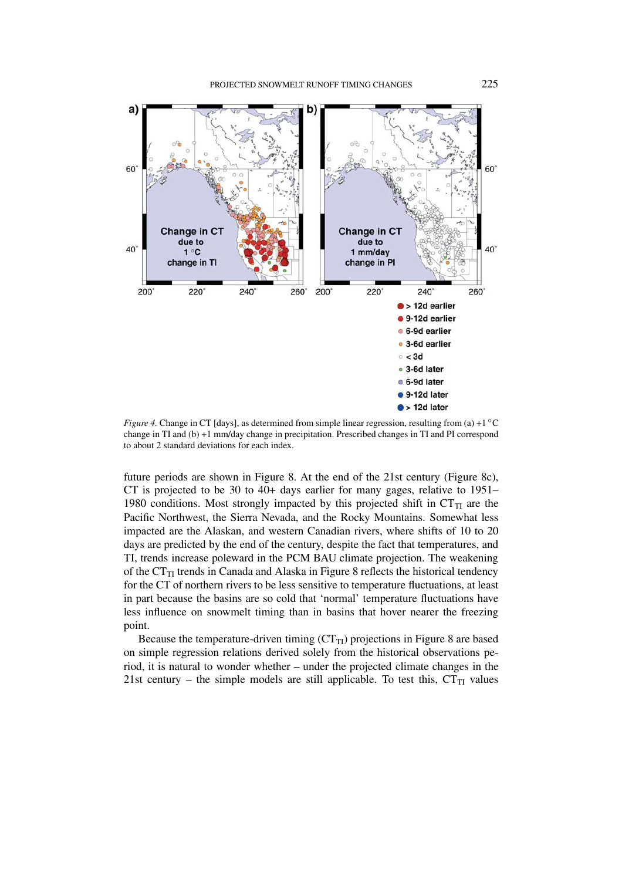*Figure 4.* Change in CT [days], as determined from simple linear regression, resulting from (a) +1 °C change in TI and (b) +1 mm/day change in precipitation. Prescribed changes in TI and PI correspond to about 2 standard deviations for each index.

future periods are shown in Figure 8. At the end of the 21st century (Figure 8c), CT is projected to be 30 to 40+ days earlier for many gages, relative to 1951–1980 conditions. Most strongly impacted by this projected shift in $CT_{TI}$ are the Pacific Northwest, the Sierra Nevada, and the Rocky Mountains. Somewhat less impacted are the Alaskan, and western Canadian rivers, where shifts of 10 to 20 days are predicted by the end of the century, despite the fact that temperatures, and TI, trends increase poleward in the PCM BAU climate projection. The weakening of the $CT_{TI}$ trends in Canada and Alaska in Figure 8 reflects the historical tendency for the CT of northern rivers to be less sensitive to temperature fluctuations, at least in part because the basins are so cold that 'normal' temperature fluctuations have less influence on snowmelt timing than in basins that hover nearer the freezing point.

Because the temperature-driven timing ($CT_{TI}$) projections in Figure 8 are based on simple regression relations derived solely from the historical observations period, it is natural to wonder whether – under the projected climate changes in the 21st century – the simple models are still applicable. To test this, $CT_{TI}$ values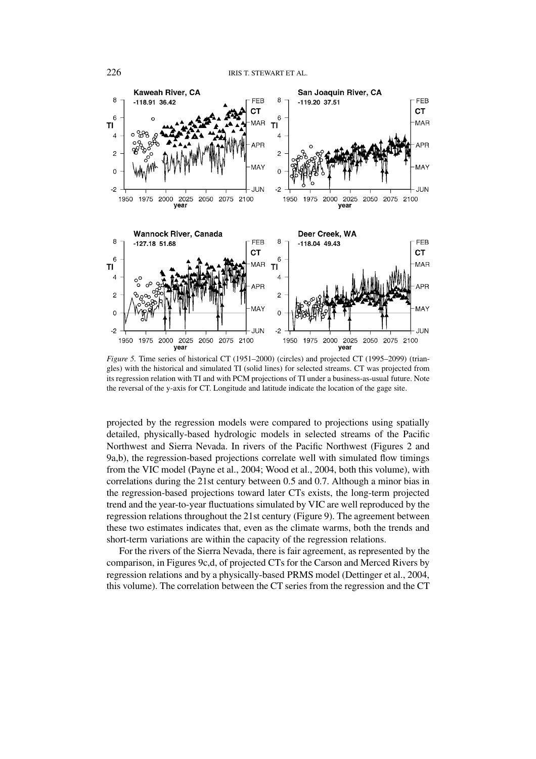*Figure 5.* Time series of historical CT (1951–2000) (circles) and projected CT (1995–2099) (triangles) with the historical and simulated TI (solid lines) for selected streams. CT was projected from its regression relation with TI and with PCM projections of TI under a business-as-usual future. Note the reversal of the y-axis for CT. Longitude and latitude indicate the location of the gage site.

projected by the regression models were compared to projections using spatially detailed, physically-based hydrologic models in selected streams of the Pacific Northwest and Sierra Nevada. In rivers of the Pacific Northwest (Figures 2 and 9a,b), the regression-based projections correlate well with simulated flow timings from the VIC model (Payne et al., 2004; Wood et al., 2004, both this volume), with correlations during the 21st century between 0.5 and 0.7. Although a minor bias in the regression-based projections toward later CTs exists, the long-term projected trend and the year-to-year fluctuations simulated by VIC are well reproduced by the regression relations throughout the 21st century (Figure 9). The agreement between these two estimates indicates that, even as the climate warms, both the trends and short-term variations are within the capacity of the regression relations.

For the rivers of the Sierra Nevada, there is fair agreement, as represented by the comparison, in Figures 9c,d, of projected CTs for the Carson and Merced Rivers by regression relations and by a physically-based PRMS model (Dettinger et al., 2004, this volume). The correlation between the CT series from the regression and the CT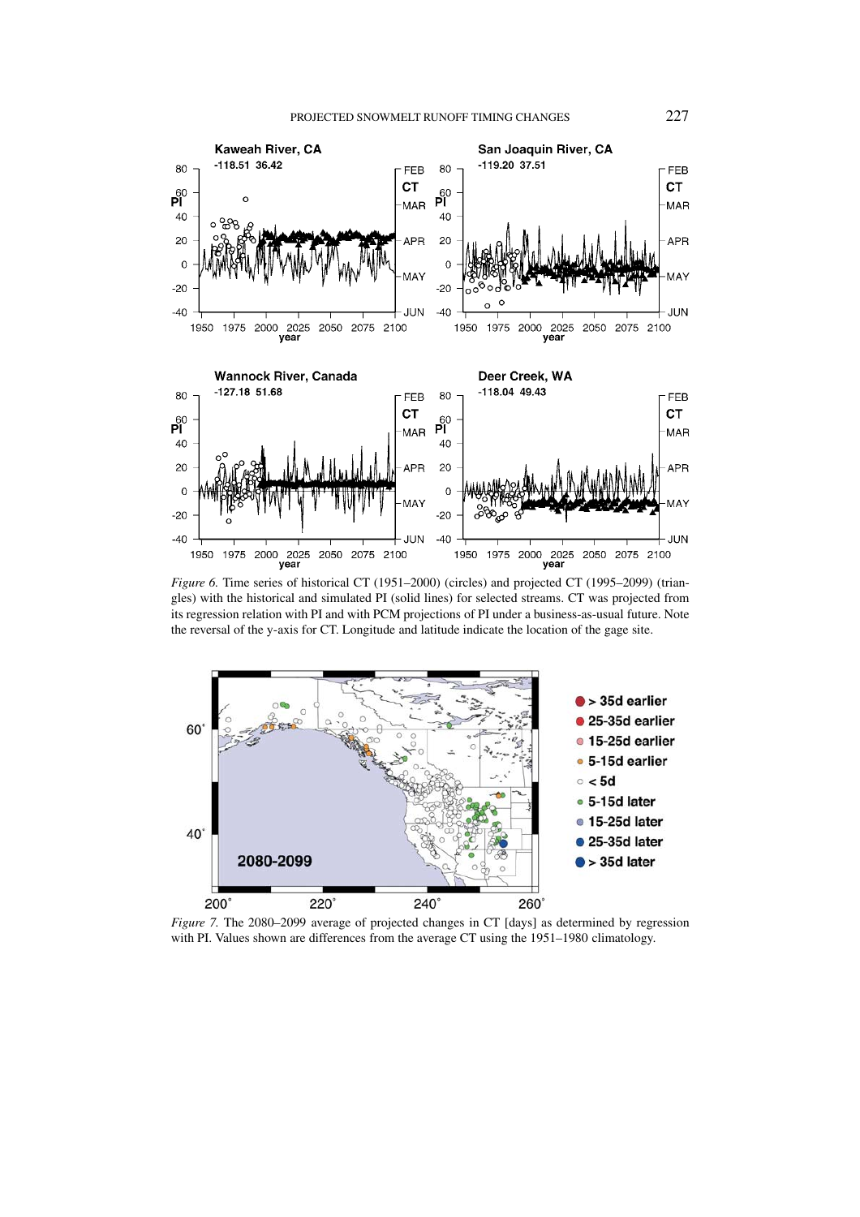*Figure 6.* Time series of historical CT (1951–2000) (circles) and projected CT (1995–2099) (triangles) with the historical and simulated PI (solid lines) for selected streams. CT was projected from its regression relation with PI and with PCM projections of PI under a business-as-usual future. Note the reversal of the y-axis for CT. Longitude and latitude indicate the location of the gage site.

*Figure 7.* The 2080–2099 average of projected changes in CT [days] as determined by regression with PI. Values shown are differences from the average CT using the 1951–1980 climatology.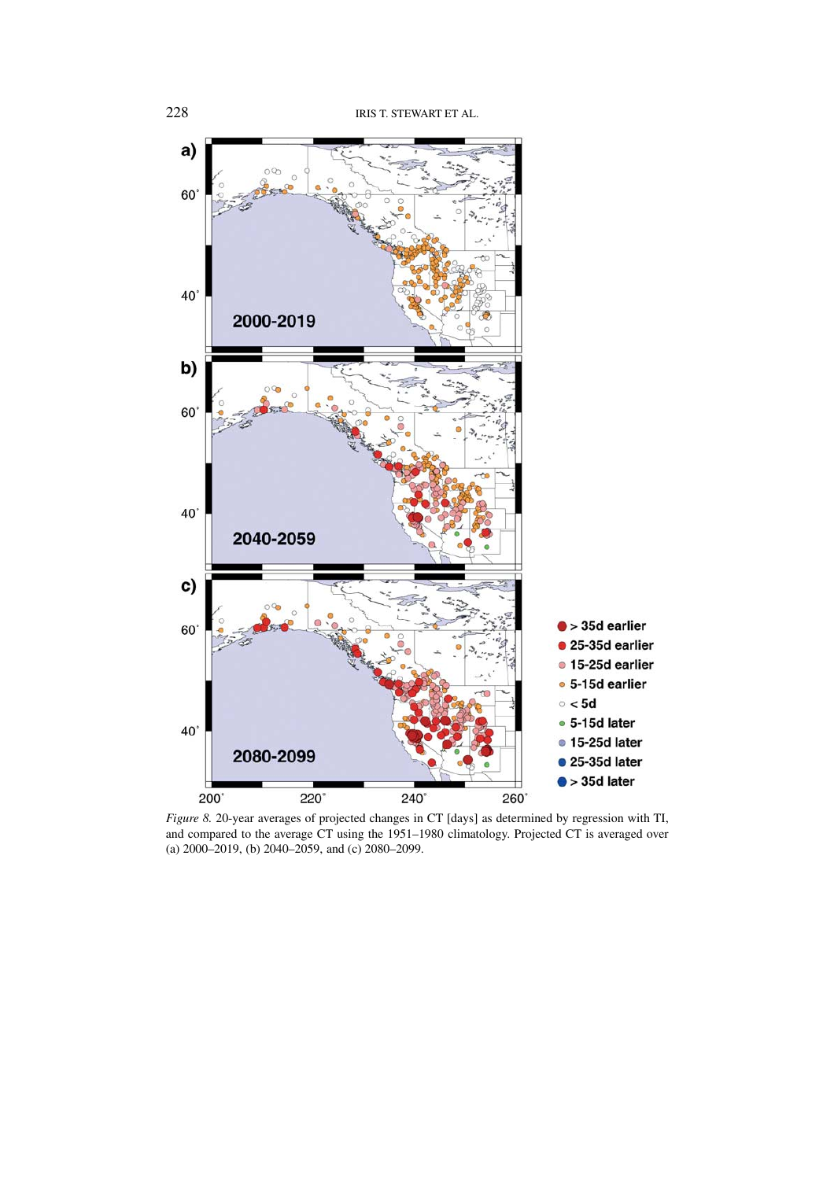*Figure 8.* 20-year averages of projected changes in CT [days] as determined by regression with TI, and compared to the average CT using the 1951–1980 climatology. Projected CT is averaged over (a) 2000–2019, (b) 2040–2059, and (c) 2080–2099.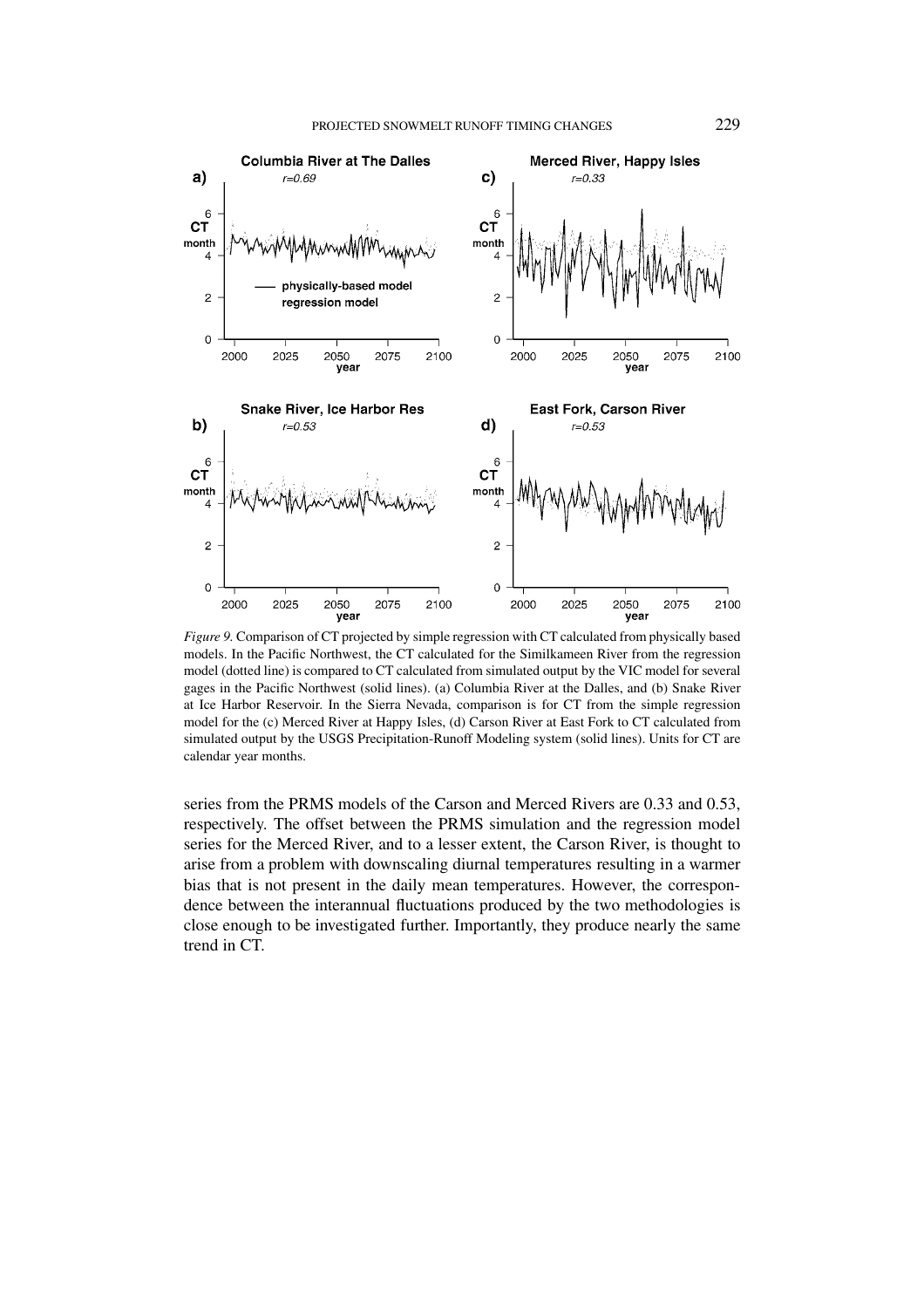*Figure 9.* Comparison of CT projected by simple regression with CT calculated from physically based models. In the Pacific Northwest, the CT calculated for the Similkameen River from the regression model (dotted line) is compared to CT calculated from simulated output by the VIC model for several gages in the Pacific Northwest (solid lines). (a) Columbia River at the Dalles, and (b) Snake River at Ice Harbor Reservoir. In the Sierra Nevada, comparison is for CT from the simple regression model for the (c) Merced River at Happy Isles, (d) Carson River at East Fork to CT calculated from simulated output by the USGS Precipitation-Runoff Modeling system (solid lines). Units for CT are calendar year months.

series from the PRMS models of the Carson and Merced Rivers are 0.33 and 0.53, respectively. The offset between the PRMS simulation and the regression model series for the Merced River, and to a lesser extent, the Carson River, is thought to arise from a problem with downscaling diurnal temperatures resulting in a warmer bias that is not present in the daily mean temperatures. However, the correspondence between the interannual fluctuations produced by the two methodologies is close enough to be investigated further. Importantly, they produce nearly the same trend in CT.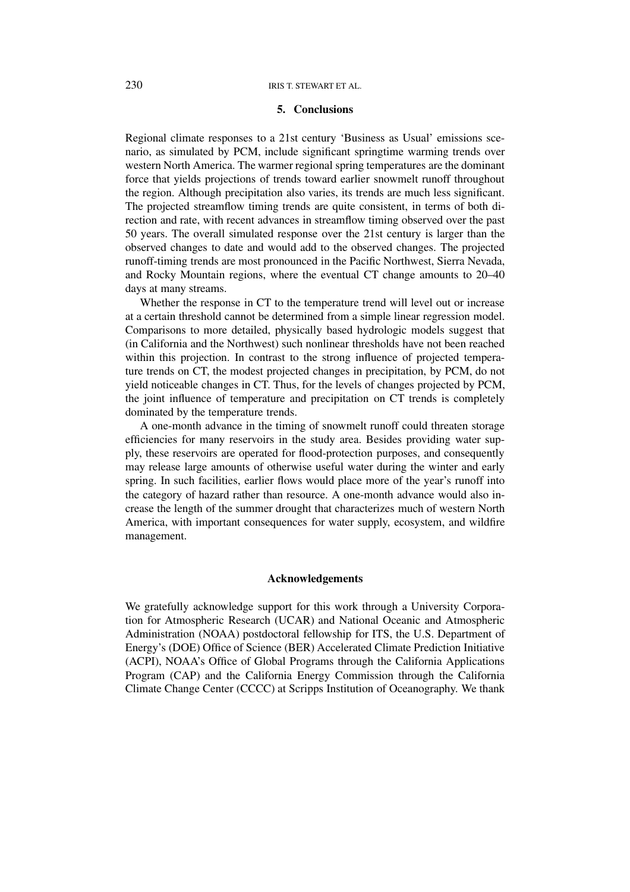## 5. Conclusions

Regional climate responses to a 21st century 'Business as Usual' emissions scenario, as simulated by PCM, include significant springtime warming trends over western North America. The warmer regional spring temperatures are the dominant force that yields projections of trends toward earlier snowmelt runoff throughout the region. Although precipitation also varies, its trends are much less significant. The projected streamflow timing trends are quite consistent, in terms of both direction and rate, with recent advances in streamflow timing observed over the past 50 years. The overall simulated response over the 21st century is larger than the observed changes to date and would add to the observed changes. The projected runoff-timing trends are most pronounced in the Pacific Northwest, Sierra Nevada, and Rocky Mountain regions, where the eventual CT change amounts to 20–40 days at many streams.

Whether the response in CT to the temperature trend will level out or increase at a certain threshold cannot be determined from a simple linear regression model. Comparisons to more detailed, physically based hydrologic models suggest that (in California and the Northwest) such nonlinear thresholds have not been reached within this projection. In contrast to the strong influence of projected temperature trends on CT, the modest projected changes in precipitation, by PCM, do not yield noticeable changes in CT. Thus, for the levels of changes projected by PCM, the joint influence of temperature and precipitation on CT trends is completely dominated by the temperature trends.

A one-month advance in the timing of snowmelt runoff could threaten storage efficiencies for many reservoirs in the study area. Besides providing water supply, these reservoirs are operated for flood-protection purposes, and consequently may release large amounts of otherwise useful water during the winter and early spring. In such facilities, earlier flows would place more of the year's runoff into the category of hazard rather than resource. A one-month advance would also increase the length of the summer drought that characterizes much of western North America, with important consequences for water supply, ecosystem, and wildfire management.

## Acknowledgements

We gratefully acknowledge support for this work through a University Corporation for Atmospheric Research (UCAR) and National Oceanic and Atmospheric Administration (NOAA) postdoctoral fellowship for ITS, the U.S. Department of Energy's (DOE) Office of Science (BER) Accelerated Climate Prediction Initiative (ACPI), NOAA's Office of Global Programs through the California Applications Program (CAP) and the California Energy Commission through the California Climate Change Center (CCCC) at Scripps Institution of Oceanography. We thank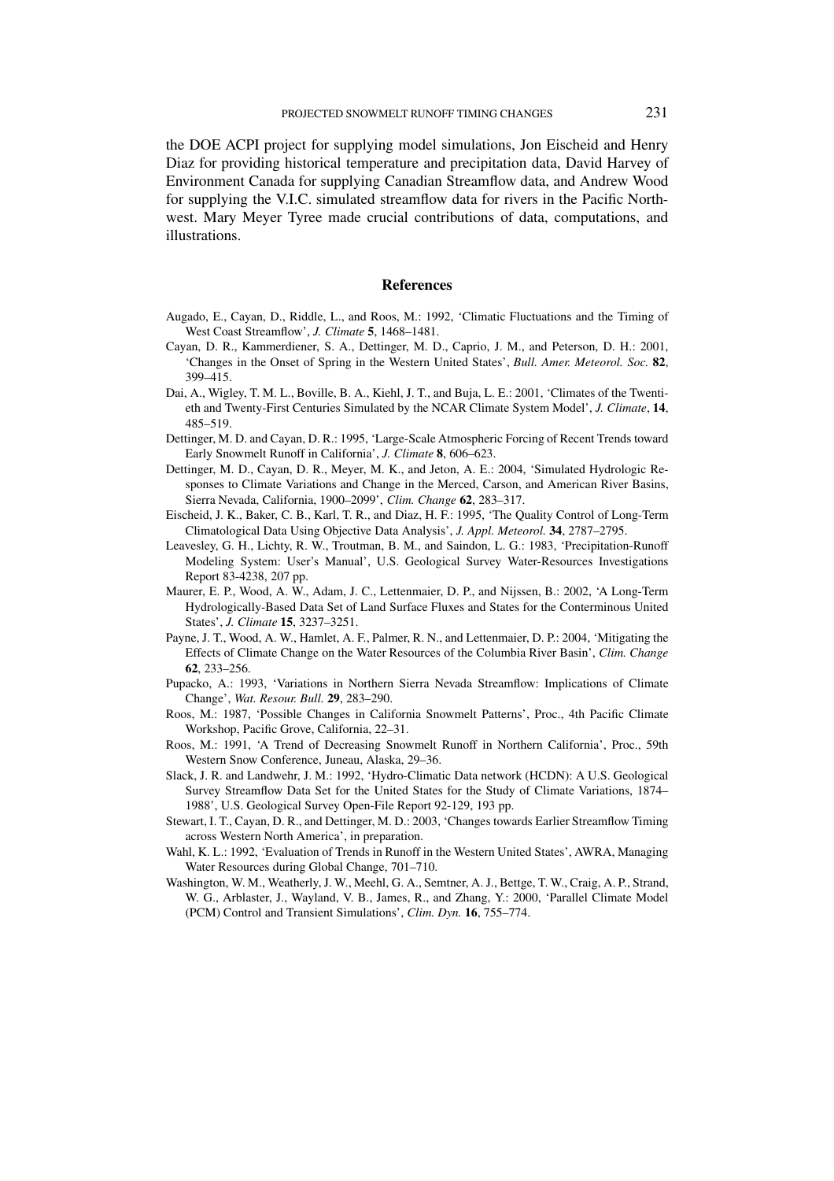the DOE ACPI project for supplying model simulations, Jon Eischeid and Henry Diaz for providing historical temperature and precipitation data, David Harvey of Environment Canada for supplying Canadian Streamflow data, and Andrew Wood for supplying the V.I.C. simulated streamflow data for rivers in the Pacific Northwest. Mary Meyer Tyree made crucial contributions of data, computations, and illustrations.

## References

Augado, E., Cayan, D., Riddle, L., and Roos, M.: 1992, 'Climatic Fluctuations and the Timing of West Coast Streamflow', *J. Climate* **5**, 1468–1481.

Cayan, D. R., Kammerdiener, S. A., Dettinger, M. D., Caprio, J. M., and Peterson, D. H.: 2001, 'Changes in the Onset of Spring in the Western United States', *Bull. Amer. Meteorol. Soc.* **82**, 399–415.

Dai, A., Wigley, T. M. L., Boville, B. A., Kiehl, J. T., and Buja, L. E.: 2001, 'Climates of the Twentieth and Twenty-First Centuries Simulated by the NCAR Climate System Model', *J. Climate*, **14**, 485–519.

Dettinger, M. D. and Cayan, D. R.: 1995, 'Large-Scale Atmospheric Forcing of Recent Trends toward Early Snowmelt Runoff in California', *J. Climate* **8**, 606–623.

Dettinger, M. D., Cayan, D. R., Meyer, M. K., and Jeton, A. E.: 2004, 'Simulated Hydrologic Responses to Climate Variations and Change in the Merced, Carson, and American River Basins, Sierra Nevada, California, 1900–2099', *Clim. Change* **62**, 283–317.

Eischeid, J. K., Baker, C. B., Karl, T. R., and Diaz, H. F.: 1995, 'The Quality Control of Long-Term Climatological Data Using Objective Data Analysis', *J. Appl. Meteorol.* **34**, 2787–2795.

Leavesley, G. H., Lichty, R. W., Troutman, B. M., and Saindon, L. G.: 1983, 'Precipitation-Runoff Modeling System: User's Manual', U.S. Geological Survey Water-Resources Investigations Report 83-4238, 207 pp.

Maurer, E. P., Wood, A. W., Adam, J. C., Lettenmaier, D. P., and Nijssen, B.: 2002, 'A Long-Term Hydrologically-Based Data Set of Land Surface Fluxes and States for the Conterminous United States', *J. Climate* **15**, 3237–3251.

Payne, J. T., Wood, A. W., Hamlet, A. F., Palmer, R. N., and Lettenmaier, D. P.: 2004, 'Mitigating the Effects of Climate Change on the Water Resources of the Columbia River Basin', *Clim. Change* **62**, 233–256.

Pupacko, A.: 1993, 'Variations in Northern Sierra Nevada Streamflow: Implications of Climate Change', *Wat. Resour. Bull.* **29**, 283–290.

Roos, M.: 1987, 'Possible Changes in California Snowmelt Patterns', Proc., 4th Pacific Climate Workshop, Pacific Grove, California, 22–31.

Roos, M.: 1991, 'A Trend of Decreasing Snowmelt Runoff in Northern California', Proc., 59th Western Snow Conference, Juneau, Alaska, 29–36.

Slack, J. R. and Landwehr, J. M.: 1992, 'Hydro-Climatic Data network (HCDN): A U.S. Geological Survey Streamflow Data Set for the United States for the Study of Climate Variations, 1874–1988', U.S. Geological Survey Open-File Report 92-129, 193 pp.

Stewart, I. T., Cayan, D. R., and Dettinger, M. D.: 2003, 'Changes towards Earlier Streamflow Timing across Western North America', in preparation.

Wahl, K. L.: 1992, 'Evaluation of Trends in Runoff in the Western United States', AWRA, Managing Water Resources during Global Change, 701–710.

Washington, W. M., Weatherly, J. W., Meehl, G. A., Semtner, A. J., Bettge, T. W., Craig, A. P., Strand, W. G., Arblaster, J., Wayland, V. B., James, R., and Zhang, Y.: 2000, 'Parallel Climate Model (PCM) Control and Transient Simulations', *Clim. Dyn.* **16**, 755–774.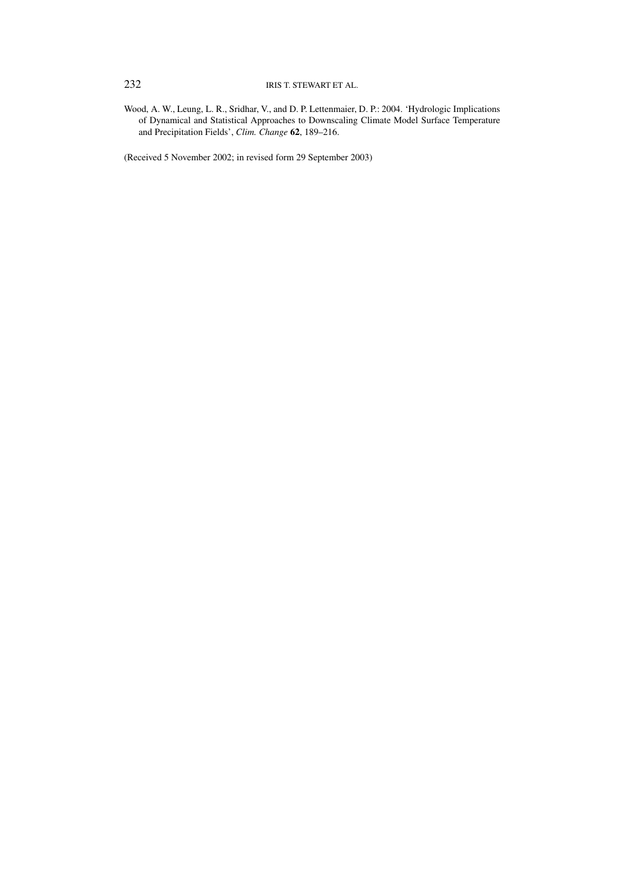Wood, A. W., Leung, L. R., Sridhar, V., and D. P. Lettenmaier, D. P.: 2004. 'Hydrologic Implications of Dynamical and Statistical Approaches to Downscaling Climate Model Surface Temperature and Precipitation Fields', *Clim. Change* **62**, 189–216.

(Received 5 November 2002; in revised form 29 September 2003)